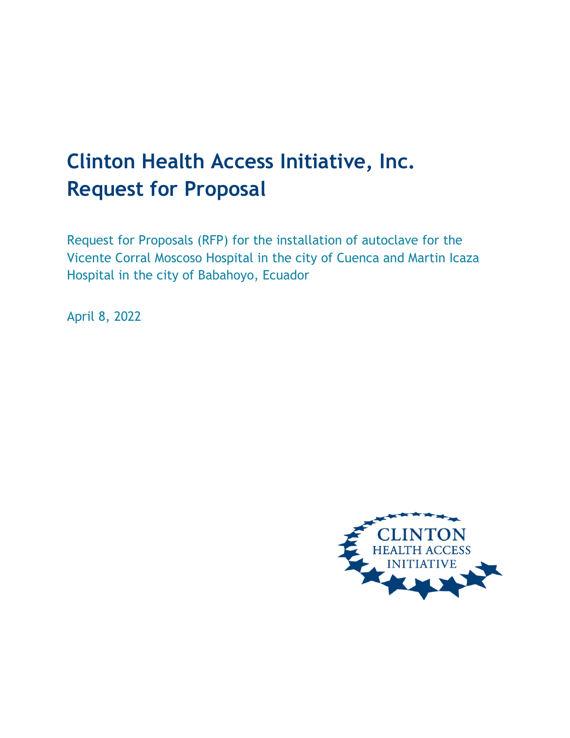# Clinton Health Access Initiative, Inc.
# Request for Proposal

Request for Proposals (RFP) for the installation of autoclave for the Vicente Corral Moscoso Hospital in the city of Cuenca and Martin Icaza Hospital in the city of Babahoyo, Ecuador

April 8, 2022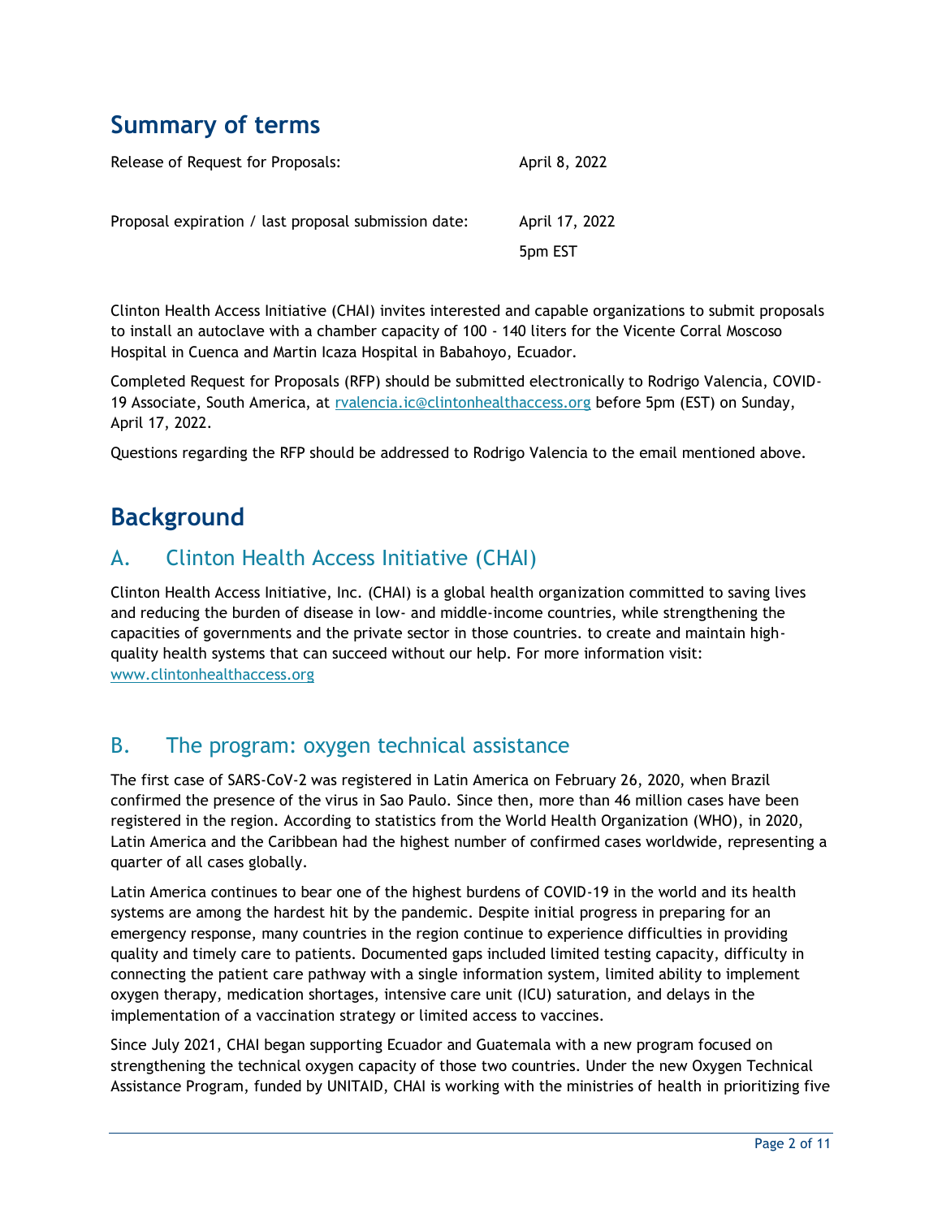# Summary of terms

| | |
|---|---|
| Release of Request for Proposals: | April 8, 2022 |
| Proposal expiration / last proposal submission date: | April 17, 2022<br>5pm EST |

Clinton Health Access Initiative (CHAI) invites interested and capable organizations to submit proposals to install an autoclave with a chamber capacity of 100 - 140 liters for the Vicente Corral Moscoso Hospital in Cuenca and Martin Icaza Hospital in Babahoyo, Ecuador.

Completed Request for Proposals (RFP) should be submitted electronically to Rodrigo Valencia, COVID-19 Associate, South America, at rvalencia.ic@clintonhealthaccess.org before 5pm (EST) on Sunday, April 17, 2022.

Questions regarding the RFP should be addressed to Rodrigo Valencia to the email mentioned above.

# Background

## A. Clinton Health Access Initiative (CHAI)

Clinton Health Access Initiative, Inc. (CHAI) is a global health organization committed to saving lives and reducing the burden of disease in low- and middle-income countries, while strengthening the capacities of governments and the private sector in those countries. to create and maintain high-quality health systems that can succeed without our help. For more information visit: www.clintonhealthaccess.org

## B. The program: oxygen technical assistance

The first case of SARS-CoV-2 was registered in Latin America on February 26, 2020, when Brazil confirmed the presence of the virus in Sao Paulo. Since then, more than 46 million cases have been registered in the region. According to statistics from the World Health Organization (WHO), in 2020, Latin America and the Caribbean had the highest number of confirmed cases worldwide, representing a quarter of all cases globally.

Latin America continues to bear one of the highest burdens of COVID-19 in the world and its health systems are among the hardest hit by the pandemic. Despite initial progress in preparing for an emergency response, many countries in the region continue to experience difficulties in providing quality and timely care to patients. Documented gaps included limited testing capacity, difficulty in connecting the patient care pathway with a single information system, limited ability to implement oxygen therapy, medication shortages, intensive care unit (ICU) saturation, and delays in the implementation of a vaccination strategy or limited access to vaccines.

Since July 2021, CHAI began supporting Ecuador and Guatemala with a new program focused on strengthening the technical oxygen capacity of those two countries. Under the new Oxygen Technical Assistance Program, funded by UNITAID, CHAI is working with the ministries of health in prioritizing five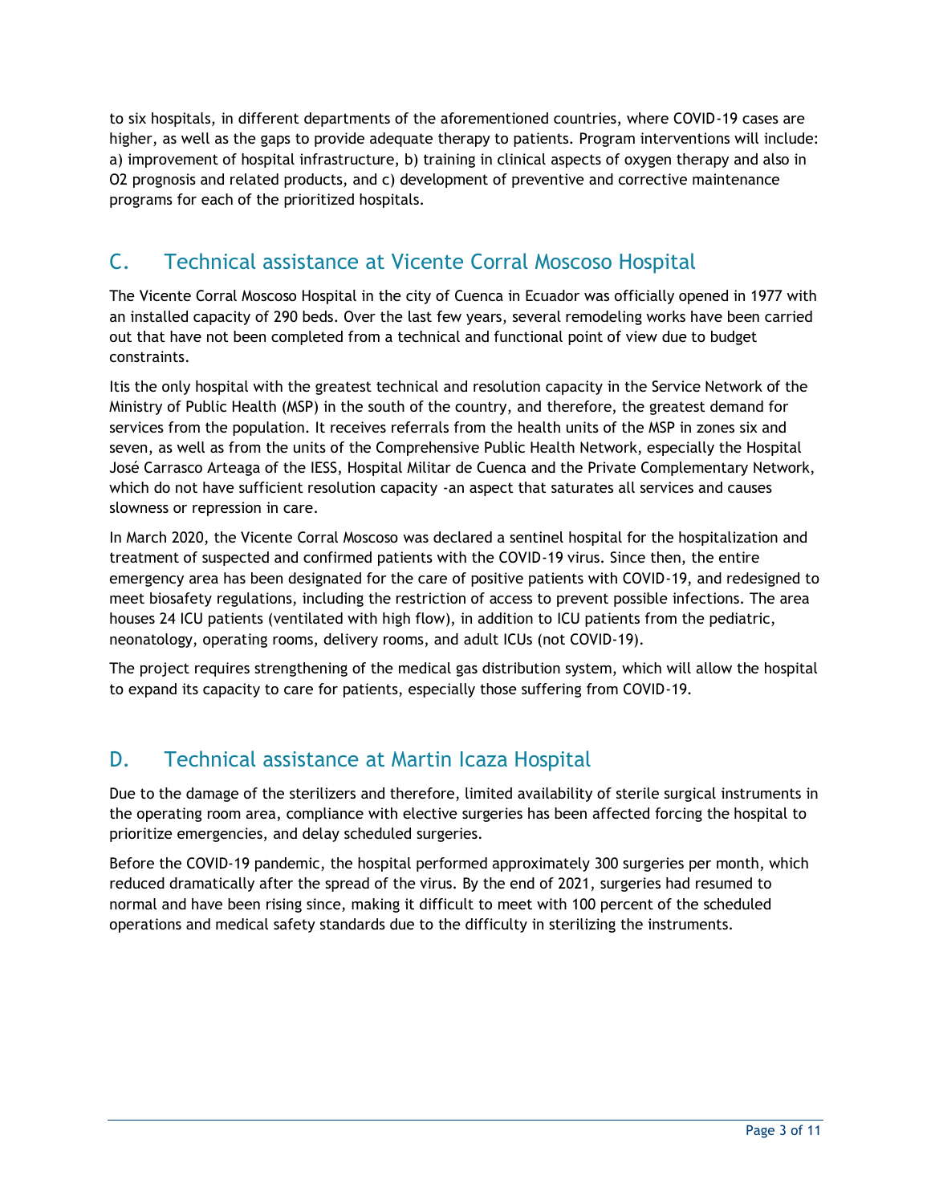to six hospitals, in different departments of the aforementioned countries, where COVID-19 cases are higher, as well as the gaps to provide adequate therapy to patients. Program interventions will include: a) improvement of hospital infrastructure, b) training in clinical aspects of oxygen therapy and also in O2 prognosis and related products, and c) development of preventive and corrective maintenance programs for each of the prioritized hospitals.

## C. Technical assistance at Vicente Corral Moscoso Hospital

The Vicente Corral Moscoso Hospital in the city of Cuenca in Ecuador was officially opened in 1977 with an installed capacity of 290 beds. Over the last few years, several remodeling works have been carried out that have not been completed from a technical and functional point of view due to budget constraints.

Itis the only hospital with the greatest technical and resolution capacity in the Service Network of the Ministry of Public Health (MSP) in the south of the country, and therefore, the greatest demand for services from the population. It receives referrals from the health units of the MSP in zones six and seven, as well as from the units of the Comprehensive Public Health Network, especially the Hospital José Carrasco Arteaga of the IESS, Hospital Militar de Cuenca and the Private Complementary Network, which do not have sufficient resolution capacity -an aspect that saturates all services and causes slowness or repression in care.

In March 2020, the Vicente Corral Moscoso was declared a sentinel hospital for the hospitalization and treatment of suspected and confirmed patients with the COVID-19 virus. Since then, the entire emergency area has been designated for the care of positive patients with COVID-19, and redesigned to meet biosafety regulations, including the restriction of access to prevent possible infections. The area houses 24 ICU patients (ventilated with high flow), in addition to ICU patients from the pediatric, neonatology, operating rooms, delivery rooms, and adult ICUs (not COVID-19).

The project requires strengthening of the medical gas distribution system, which will allow the hospital to expand its capacity to care for patients, especially those suffering from COVID-19.

## D. Technical assistance at Martin Icaza Hospital

Due to the damage of the sterilizers and therefore, limited availability of sterile surgical instruments in the operating room area, compliance with elective surgeries has been affected forcing the hospital to prioritize emergencies, and delay scheduled surgeries.

Before the COVID-19 pandemic, the hospital performed approximately 300 surgeries per month, which reduced dramatically after the spread of the virus. By the end of 2021, surgeries had resumed to normal and have been rising since, making it difficult to meet with 100 percent of the scheduled operations and medical safety standards due to the difficulty in sterilizing the instruments.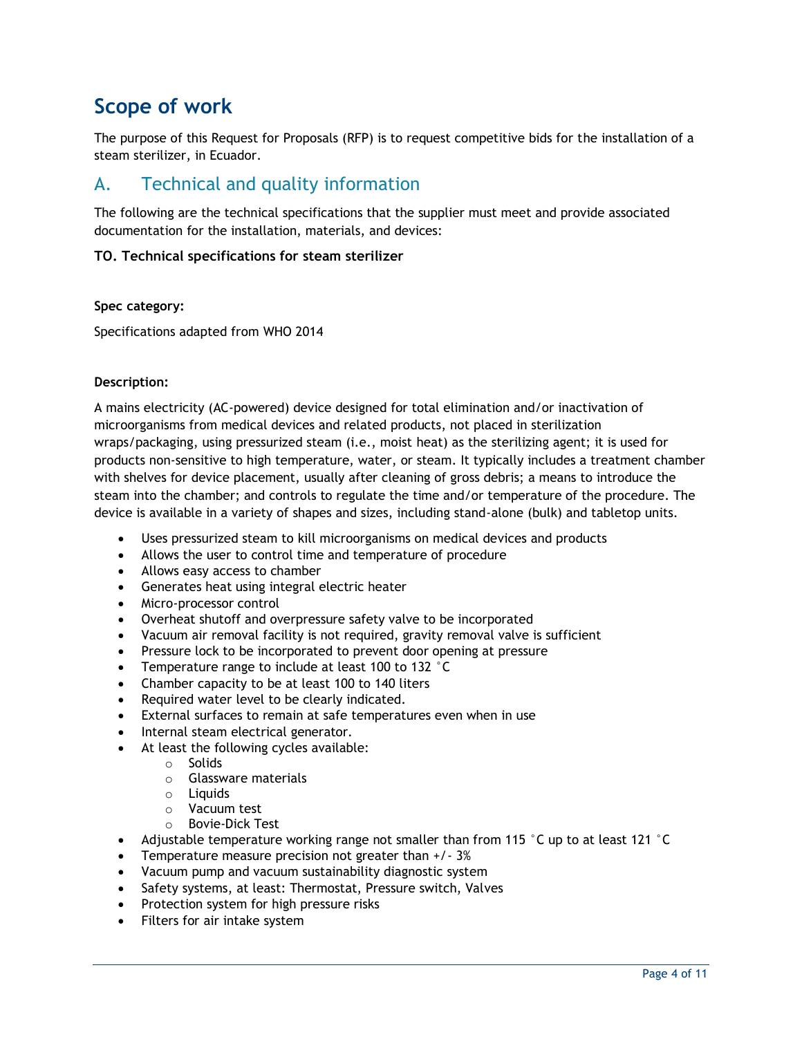# Scope of work

The purpose of this Request for Proposals (RFP) is to request competitive bids for the installation of a steam sterilizer, in Ecuador.

## A. Technical and quality information

The following are the technical specifications that the supplier must meet and provide associated documentation for the installation, materials, and devices:

**TO. Technical specifications for steam sterilizer**

**Spec category:**

Specifications adapted from WHO 2014

**Description:**

A mains electricity (AC-powered) device designed for total elimination and/or inactivation of microorganisms from medical devices and related products, not placed in sterilization wraps/packaging, using pressurized steam (i.e., moist heat) as the sterilizing agent; it is used for products non-sensitive to high temperature, water, or steam. It typically includes a treatment chamber with shelves for device placement, usually after cleaning of gross debris; a means to introduce the steam into the chamber; and controls to regulate the time and/or temperature of the procedure. The device is available in a variety of shapes and sizes, including stand-alone (bulk) and tabletop units.

- Uses pressurized steam to kill microorganisms on medical devices and products
- Allows the user to control time and temperature of procedure
- Allows easy access to chamber
- Generates heat using integral electric heater
- Micro-processor control
- Overheat shutoff and overpressure safety valve to be incorporated
- Vacuum air removal facility is not required, gravity removal valve is sufficient
- Pressure lock to be incorporated to prevent door opening at pressure
- Temperature range to include at least 100 to 132 °C
- Chamber capacity to be at least 100 to 140 liters
- Required water level to be clearly indicated.
- External surfaces to remain at safe temperatures even when in use
- Internal steam electrical generator.
- At least the following cycles available:
  - Solids
  - Glassware materials
  - Liquids
  - Vacuum test
  - Bovie-Dick Test
- Adjustable temperature working range not smaller than from 115 °C up to at least 121 °C
- Temperature measure precision not greater than +/- 3%
- Vacuum pump and vacuum sustainability diagnostic system
- Safety systems, at least: Thermostat, Pressure switch, Valves
- Protection system for high pressure risks
- Filters for air intake system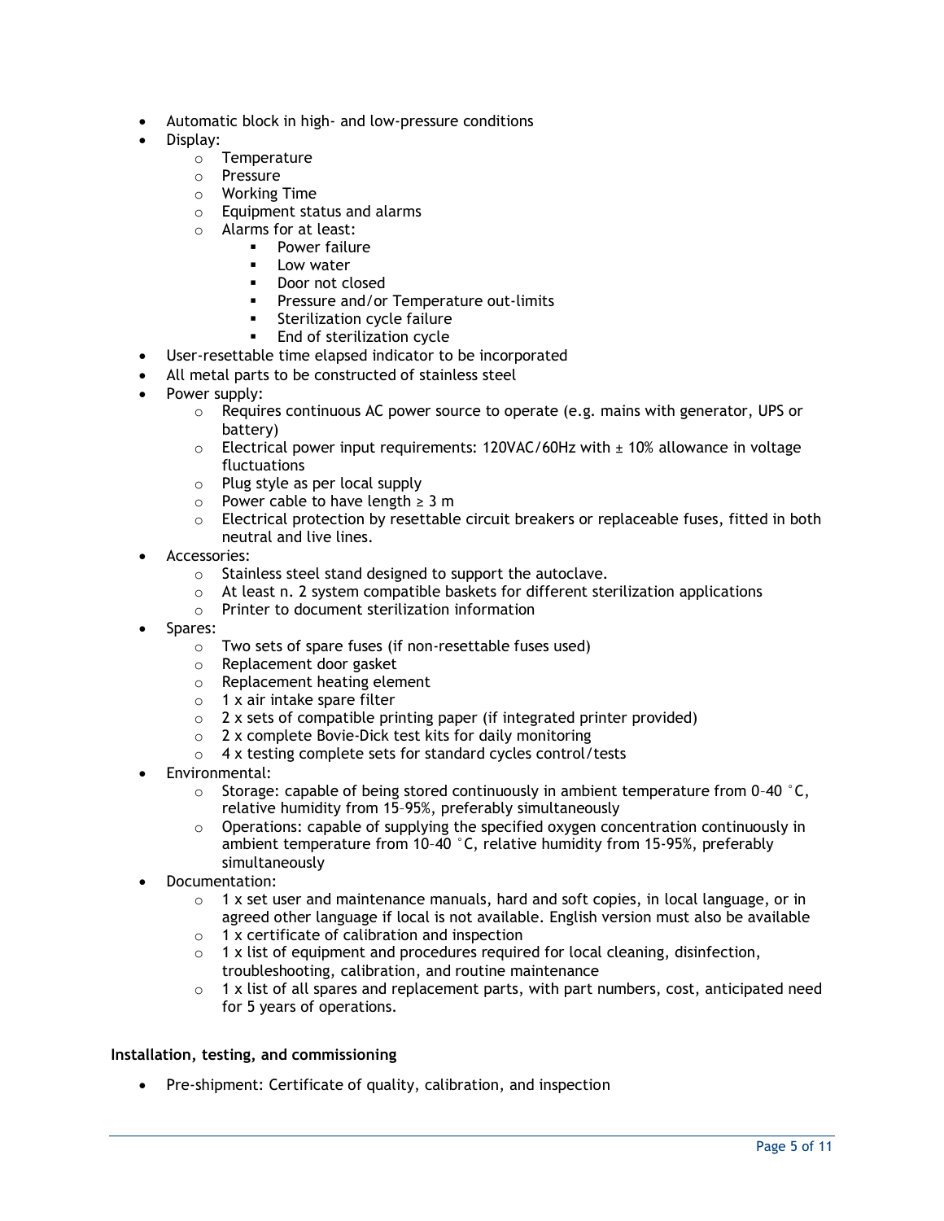- Automatic block in high- and low-pressure conditions
- Display:
  - Temperature
  - Pressure
  - Working Time
  - Equipment status and alarms
  - Alarms for at least:
    - Power failure
    - Low water
    - Door not closed
    - Pressure and/or Temperature out-limits
    - Sterilization cycle failure
    - End of sterilization cycle
- User-resettable time elapsed indicator to be incorporated
- All metal parts to be constructed of stainless steel
- Power supply:
  - Requires continuous AC power source to operate (e.g. mains with generator, UPS or battery)
  - Electrical power input requirements: 120VAC/60Hz with ± 10% allowance in voltage fluctuations
  - Plug style as per local supply
  - Power cable to have length ≥ 3 m
  - Electrical protection by resettable circuit breakers or replaceable fuses, fitted in both neutral and live lines.
- Accessories:
  - Stainless steel stand designed to support the autoclave.
  - At least n. 2 system compatible baskets for different sterilization applications
  - Printer to document sterilization information
- Spares:
  - Two sets of spare fuses (if non-resettable fuses used)
  - Replacement door gasket
  - Replacement heating element
  - 1 x air intake spare filter
  - 2 x sets of compatible printing paper (if integrated printer provided)
  - 2 x complete Bovie-Dick test kits for daily monitoring
  - 4 x testing complete sets for standard cycles control/tests
- Environmental:
  - Storage: capable of being stored continuously in ambient temperature from 0–40 °C, relative humidity from 15–95%, preferably simultaneously
  - Operations: capable of supplying the specified oxygen concentration continuously in ambient temperature from 10–40 °C, relative humidity from 15-95%, preferably simultaneously
- Documentation:
  - 1 x set user and maintenance manuals, hard and soft copies, in local language, or in agreed other language if local is not available. English version must also be available
  - 1 x certificate of calibration and inspection
  - 1 x list of equipment and procedures required for local cleaning, disinfection, troubleshooting, calibration, and routine maintenance
  - 1 x list of all spares and replacement parts, with part numbers, cost, anticipated need for 5 years of operations.

**Installation, testing, and commissioning**

- Pre-shipment: Certificate of quality, calibration, and inspection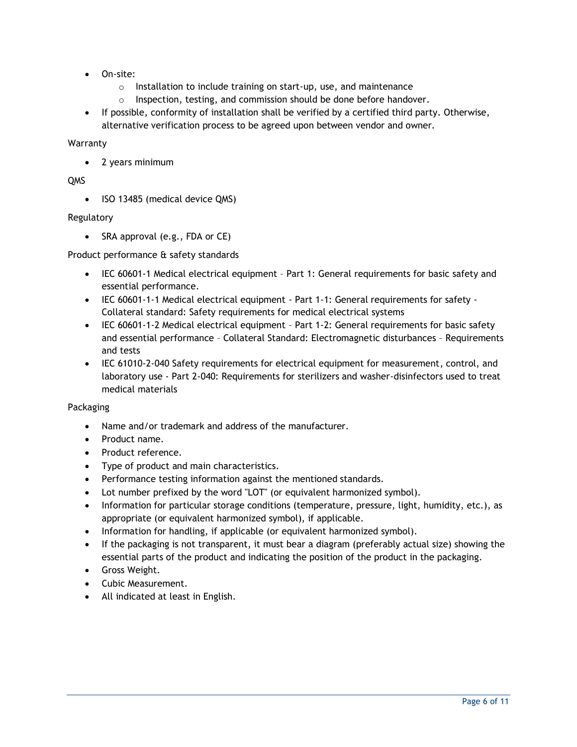- On-site:
  - Installation to include training on start-up, use, and maintenance
  - Inspection, testing, and commission should be done before handover.
- If possible, conformity of installation shall be verified by a certified third party. Otherwise, alternative verification process to be agreed upon between vendor and owner.

Warranty

- 2 years minimum

QMS

- ISO 13485 (medical device QMS)

Regulatory

- SRA approval (e.g., FDA or CE)

Product performance & safety standards

- IEC 60601-1 Medical electrical equipment – Part 1: General requirements for basic safety and essential performance.
- IEC 60601-1-1 Medical electrical equipment - Part 1-1: General requirements for safety - Collateral standard: Safety requirements for medical electrical systems
- IEC 60601-1-2 Medical electrical equipment – Part 1-2: General requirements for basic safety and essential performance – Collateral Standard: Electromagnetic disturbances – Requirements and tests
- IEC 61010-2-040 Safety requirements for electrical equipment for measurement, control, and laboratory use - Part 2-040: Requirements for sterilizers and washer-disinfectors used to treat medical materials

Packaging

- Name and/or trademark and address of the manufacturer.
- Product name.
- Product reference.
- Type of product and main characteristics.
- Performance testing information against the mentioned standards.
- Lot number prefixed by the word "LOT" (or equivalent harmonized symbol).
- Information for particular storage conditions (temperature, pressure, light, humidity, etc.), as appropriate (or equivalent harmonized symbol), if applicable.
- Information for handling, if applicable (or equivalent harmonized symbol).
- If the packaging is not transparent, it must bear a diagram (preferably actual size) showing the essential parts of the product and indicating the position of the product in the packaging.
- Gross Weight.
- Cubic Measurement.
- All indicated at least in English.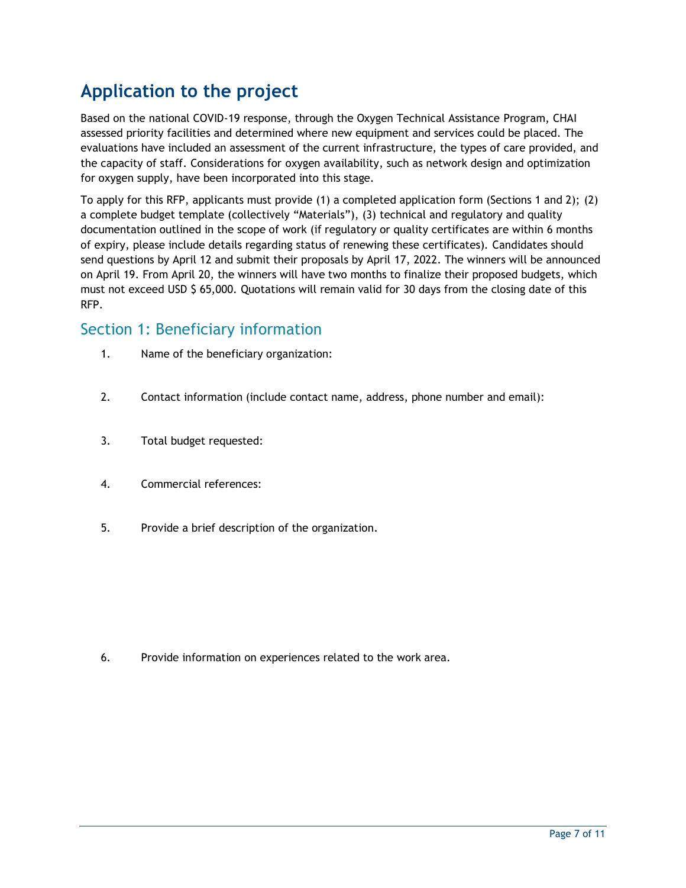# Application to the project

Based on the national COVID-19 response, through the Oxygen Technical Assistance Program, CHAI assessed priority facilities and determined where new equipment and services could be placed. The evaluations have included an assessment of the current infrastructure, the types of care provided, and the capacity of staff. Considerations for oxygen availability, such as network design and optimization for oxygen supply, have been incorporated into this stage.

To apply for this RFP, applicants must provide (1) a completed application form (Sections 1 and 2); (2) a complete budget template (collectively "Materials"), (3) technical and regulatory and quality documentation outlined in the scope of work (if regulatory or quality certificates are within 6 months of expiry, please include details regarding status of renewing these certificates). Candidates should send questions by April 12 and submit their proposals by April 17, 2022. The winners will be announced on April 19. From April 20, the winners will have two months to finalize their proposed budgets, which must not exceed USD $ 65,000. Quotations will remain valid for 30 days from the closing date of this RFP.

## Section 1: Beneficiary information

1. Name of the beneficiary organization:

2. Contact information (include contact name, address, phone number and email):

3. Total budget requested:

4. Commercial references:

5. Provide a brief description of the organization.

6. Provide information on experiences related to the work area.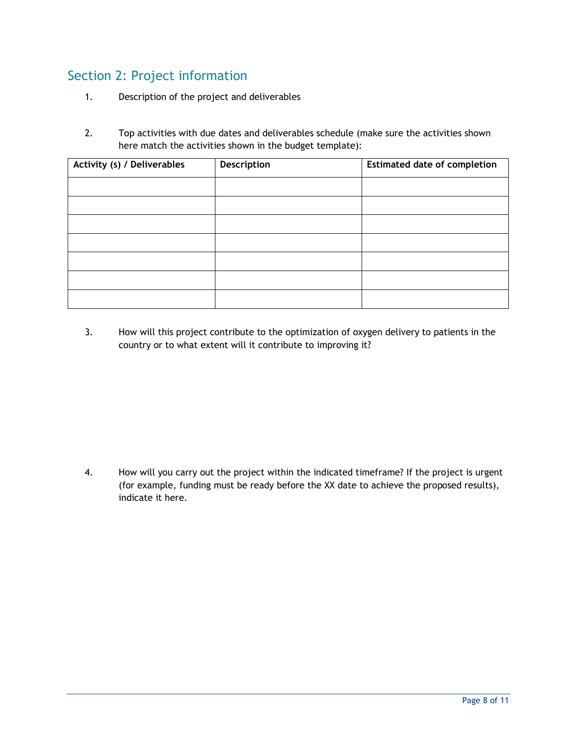## Section 2: Project information

1. Description of the project and deliverables

2. Top activities with due dates and deliverables schedule (make sure the activities shown here match the activities shown in the budget template):

| Activity (s) / Deliverables | Description | Estimated date of completion |
| --- | --- | --- |
| | | |
| | | |
| | | |
| | | |
| | | |
| | | |
| | | |

3. How will this project contribute to the optimization of oxygen delivery to patients in the country or to what extent will it contribute to improving it?

4. How will you carry out the project within the indicated timeframe? If the project is urgent (for example, funding must be ready before the XX date to achieve the proposed results), indicate it here.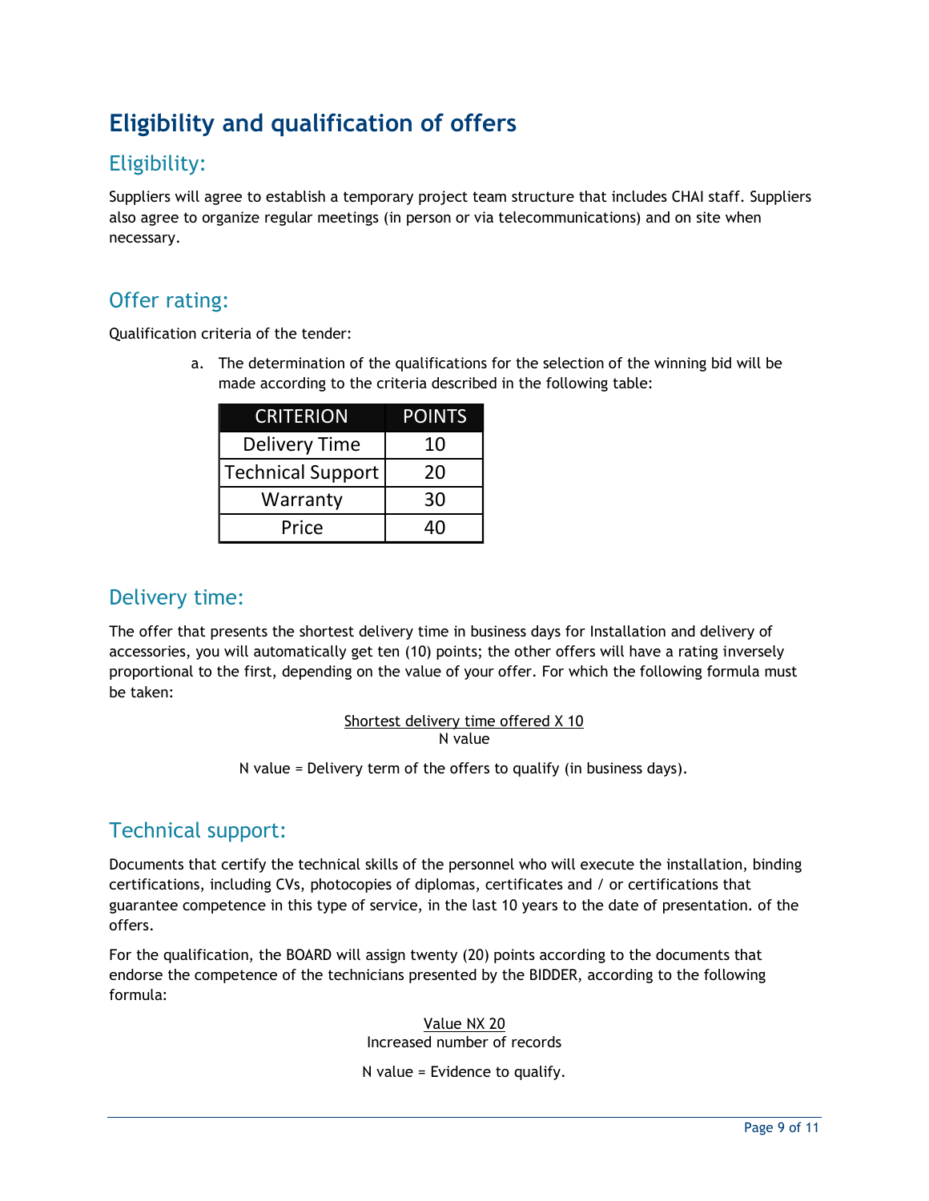# Eligibility and qualification of offers

## Eligibility:

Suppliers will agree to establish a temporary project team structure that includes CHAI staff. Suppliers also agree to organize regular meetings (in person or via telecommunications) and on site when necessary.

## Offer rating:

Qualification criteria of the tender:

a. The determination of the qualifications for the selection of the winning bid will be made according to the criteria described in the following table:

| CRITERION | POINTS |
|---|---|
| Delivery Time | 10 |
| Technical Support | 20 |
| Warranty | 30 |
| Price | 40 |

## Delivery time:

The offer that presents the shortest delivery time in business days for Installation and delivery of accessories, you will automatically get ten (10) points; the other offers will have a rating inversely proportional to the first, depending on the value of your offer. For which the following formula must be taken:

$$\frac{\text{Shortest delivery time offered X 10}}{\text{N value}}$$

N value = Delivery term of the offers to qualify (in business days).

## Technical support:

Documents that certify the technical skills of the personnel who will execute the installation, binding certifications, including CVs, photocopies of diplomas, certificates and / or certifications that guarantee competence in this type of service, in the last 10 years to the date of presentation. of the offers.

For the qualification, the BOARD will assign twenty (20) points according to the documents that endorse the competence of the technicians presented by the BIDDER, according to the following formula:

$$\frac{\text{Value NX 20}}{\text{Increased number of records}}$$

N value = Evidence to qualify.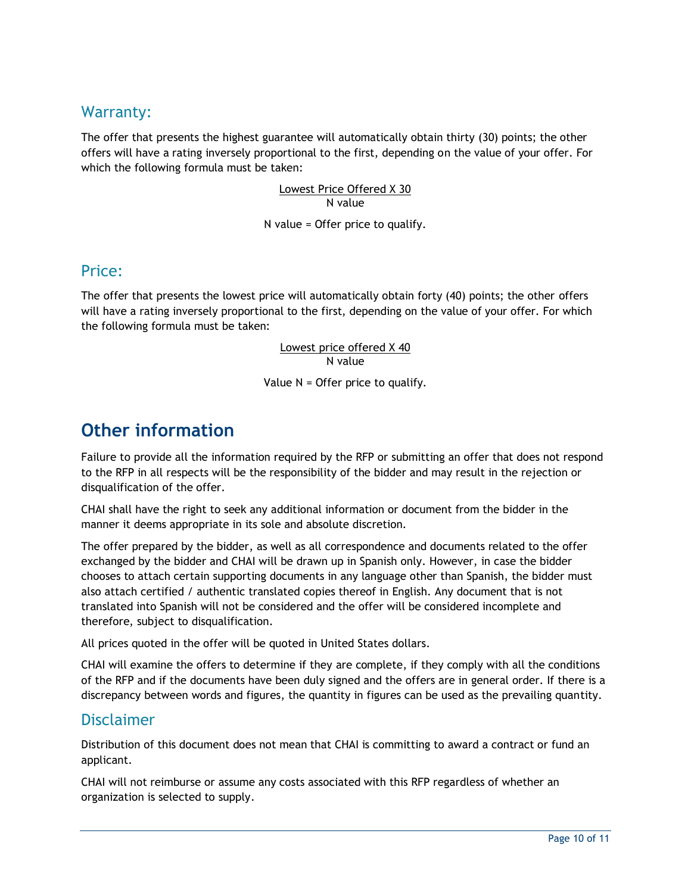## Warranty:

The offer that presents the highest guarantee will automatically obtain thirty (30) points; the other offers will have a rating inversely proportional to the first, depending on the value of your offer. For which the following formula must be taken:

$$\frac{\text{Lowest Price Offered X 30}}{\text{N value}}$$

N value = Offer price to qualify.

## Price:

The offer that presents the lowest price will automatically obtain forty (40) points; the other offers will have a rating inversely proportional to the first, depending on the value of your offer. For which the following formula must be taken:

$$\frac{\text{Lowest price offered X 40}}{\text{N value}}$$

Value N = Offer price to qualify.

# Other information

Failure to provide all the information required by the RFP or submitting an offer that does not respond to the RFP in all respects will be the responsibility of the bidder and may result in the rejection or disqualification of the offer.

CHAI shall have the right to seek any additional information or document from the bidder in the manner it deems appropriate in its sole and absolute discretion.

The offer prepared by the bidder, as well as all correspondence and documents related to the offer exchanged by the bidder and CHAI will be drawn up in Spanish only. However, in case the bidder chooses to attach certain supporting documents in any language other than Spanish, the bidder must also attach certified / authentic translated copies thereof in English. Any document that is not translated into Spanish will not be considered and the offer will be considered incomplete and therefore, subject to disqualification.

All prices quoted in the offer will be quoted in United States dollars.

CHAI will examine the offers to determine if they are complete, if they comply with all the conditions of the RFP and if the documents have been duly signed and the offers are in general order. If there is a discrepancy between words and figures, the quantity in figures can be used as the prevailing quantity.

## Disclaimer

Distribution of this document does not mean that CHAI is committing to award a contract or fund an applicant.

CHAI will not reimburse or assume any costs associated with this RFP regardless of whether an organization is selected to supply.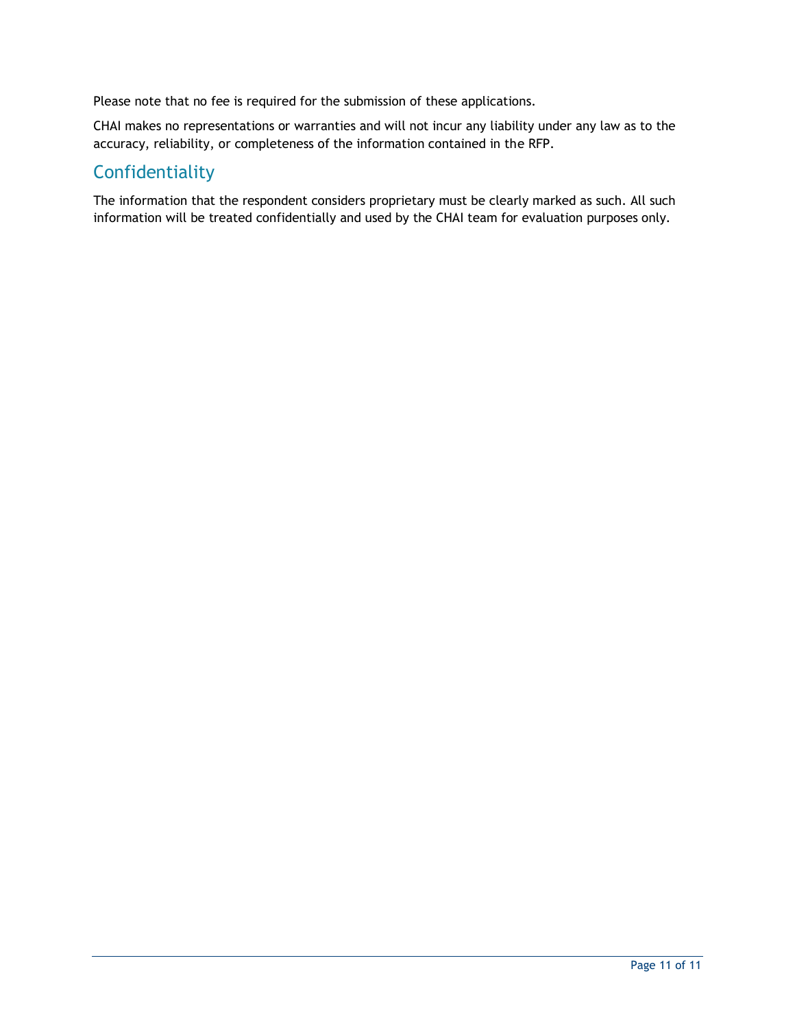Please note that no fee is required for the submission of these applications.

CHAI makes no representations or warranties and will not incur any liability under any law as to the accuracy, reliability, or completeness of the information contained in the RFP.

## Confidentiality

The information that the respondent considers proprietary must be clearly marked as such. All such information will be treated confidentially and used by the CHAI team for evaluation purposes only.